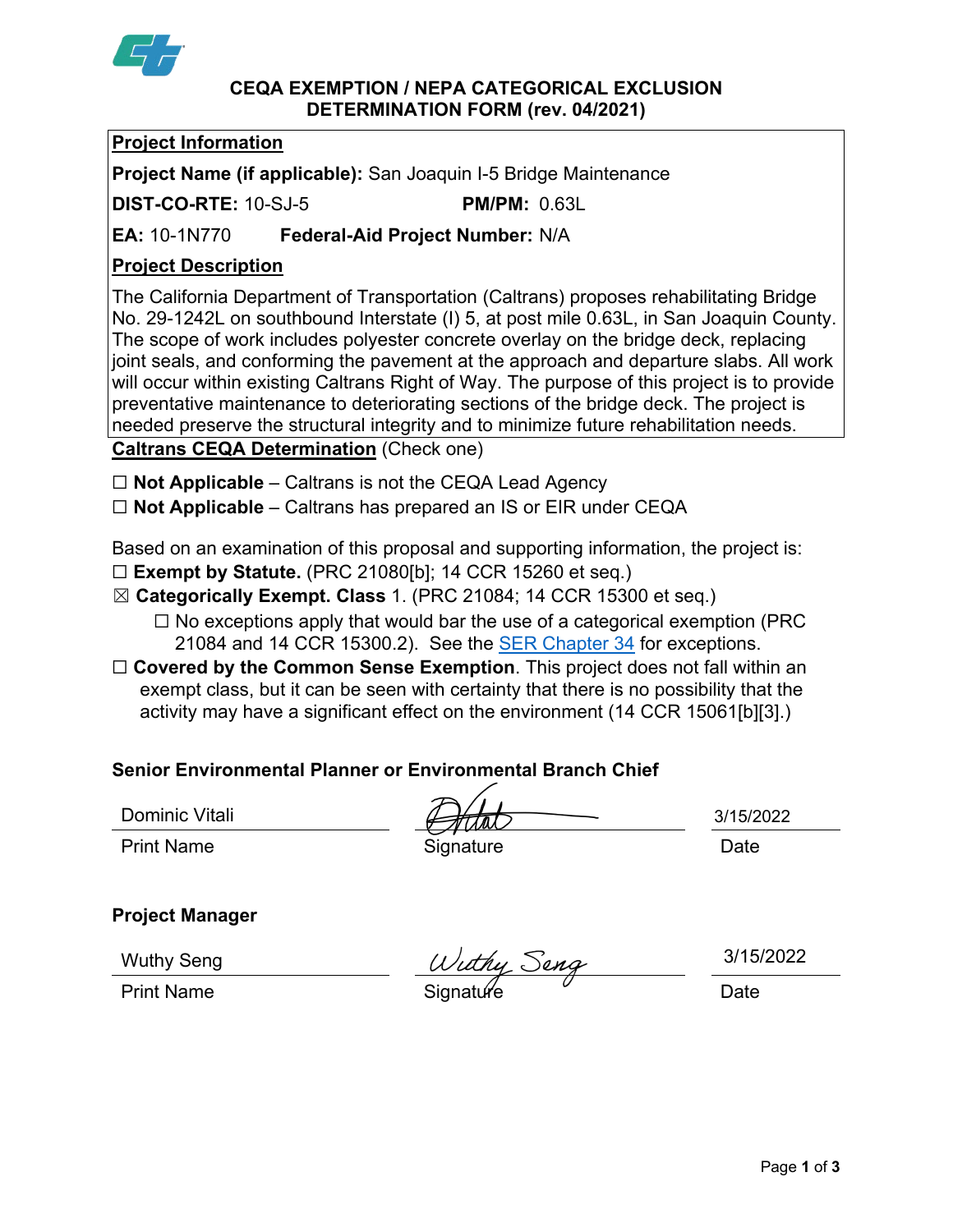# CEQA EXEMPTION / NEPA CATEGORICAL EXCLUSION DETERMINATION FORM (rev. 04/2021)

## Project Information

**Project Name (if applicable):** San Joaquin I-5 Bridge Maintenance

**DIST-CO-RTE:** 10-SJ-5 **PM/PM:** 0.63L

**EA:** 10-1N770 **Federal-Aid Project Number:** N/A

## Project Description

The California Department of Transportation (Caltrans) proposes rehabilitating Bridge No. 29-1242L on southbound Interstate (I) 5, at post mile 0.63L, in San Joaquin County. The scope of work includes polyester concrete overlay on the bridge deck, replacing joint seals, and conforming the pavement at the approach and departure slabs. All work will occur within existing Caltrans Right of Way. The purpose of this project is to provide preventative maintenance to deteriorating sections of the bridge deck. The project is needed preserve the structural integrity and to minimize future rehabilitation needs.

## Caltrans CEQA Determination (Check one)

☐ **Not Applicable** – Caltrans is not the CEQA Lead Agency

☐ **Not Applicable** – Caltrans has prepared an IS or EIR under CEQA

Based on an examination of this proposal and supporting information, the project is:

☐ **Exempt by Statute.** (PRC 21080[b]; 14 CCR 15260 et seq.)

☒ **Categorically Exempt. Class** 1. (PRC 21084; 14 CCR 15300 et seq.)

☐ No exceptions apply that would bar the use of a categorical exemption (PRC 21084 and 14 CCR 15300.2). See the SER Chapter 34 for exceptions.

☐ **Covered by the Common Sense Exemption**. This project does not fall within an exempt class, but it can be seen with certainty that there is no possibility that the activity may have a significant effect on the environment (14 CCR 15061[b][3].)

**Senior Environmental Planner or Environmental Branch Chief**

| Dominic Vitali | (signature) | 3/15/2022 |
|---|---|---|
| Print Name | Signature | Date |

**Project Manager**

| Wuthy Seng | Wuthy Seng | 3/15/2022 |
|---|---|---|
| Print Name | Signature | Date |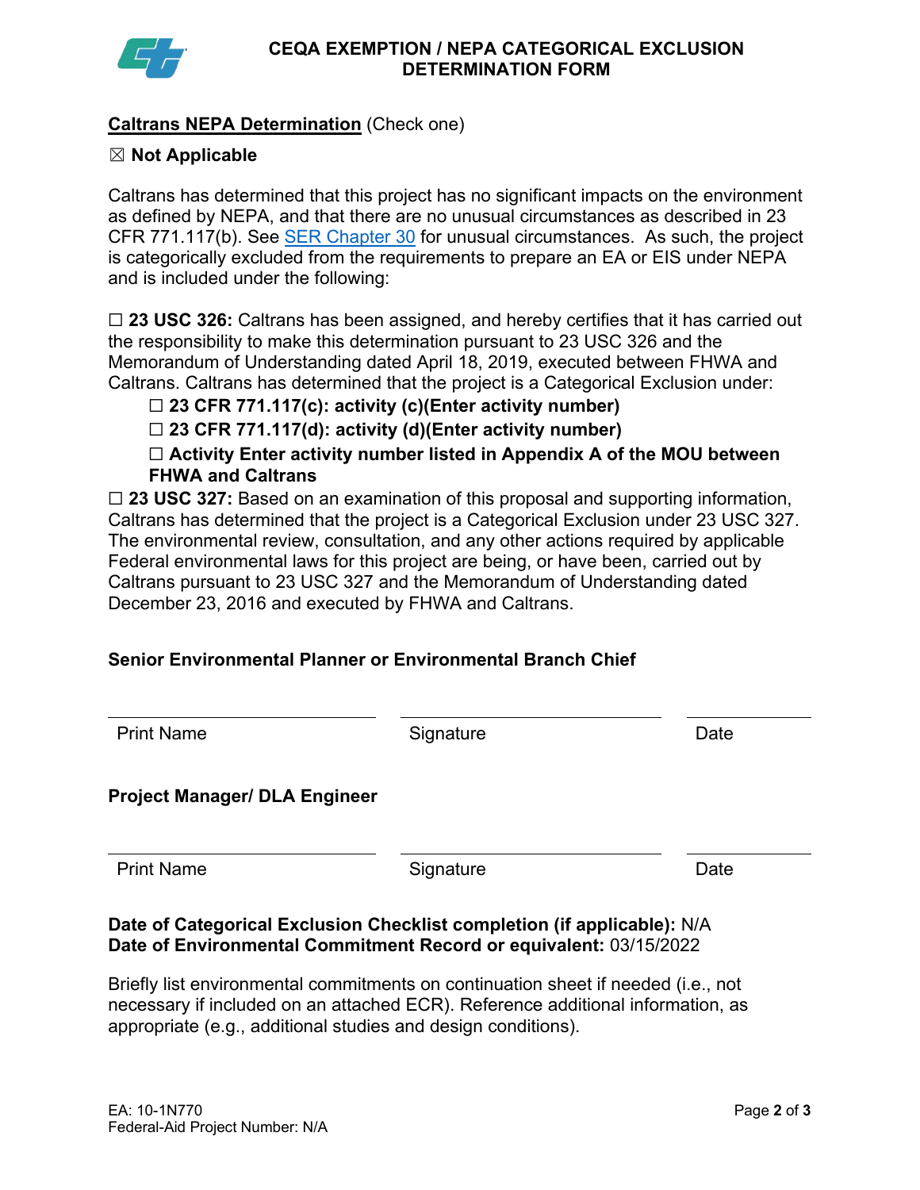# CEQA EXEMPTION / NEPA CATEGORICAL EXCLUSION DETERMINATION FORM

**Caltrans NEPA Determination** (Check one)

☒ **Not Applicable**

Caltrans has determined that this project has no significant impacts on the environment as defined by NEPA, and that there are no unusual circumstances as described in 23 CFR 771.117(b). See SER Chapter 30 for unusual circumstances. As such, the project is categorically excluded from the requirements to prepare an EA or EIS under NEPA and is included under the following:

☐ **23 USC 326:** Caltrans has been assigned, and hereby certifies that it has carried out the responsibility to make this determination pursuant to 23 USC 326 and the Memorandum of Understanding dated April 18, 2019, executed between FHWA and Caltrans. Caltrans has determined that the project is a Categorical Exclusion under:

- ☐ **23 CFR 771.117(c): activity (c)(Enter activity number)**
- ☐ **23 CFR 771.117(d): activity (d)(Enter activity number)**
- ☐ **Activity Enter activity number listed in Appendix A of the MOU between FHWA and Caltrans**

☐ **23 USC 327:** Based on an examination of this proposal and supporting information, Caltrans has determined that the project is a Categorical Exclusion under 23 USC 327. The environmental review, consultation, and any other actions required by applicable Federal environmental laws for this project are being, or have been, carried out by Caltrans pursuant to 23 USC 327 and the Memorandum of Understanding dated December 23, 2016 and executed by FHWA and Caltrans.

**Senior Environmental Planner or Environmental Branch Chief**

| Print Name | Signature | Date |
|---|---|---|

**Project Manager/ DLA Engineer**

| Print Name | Signature | Date |
|---|---|---|

**Date of Categorical Exclusion Checklist completion (if applicable):** N/A
**Date of Environmental Commitment Record or equivalent:** 03/15/2022

Briefly list environmental commitments on continuation sheet if needed (i.e., not necessary if included on an attached ECR). Reference additional information, as appropriate (e.g., additional studies and design conditions).

EA: 10-1N770
Federal-Aid Project Number: N/A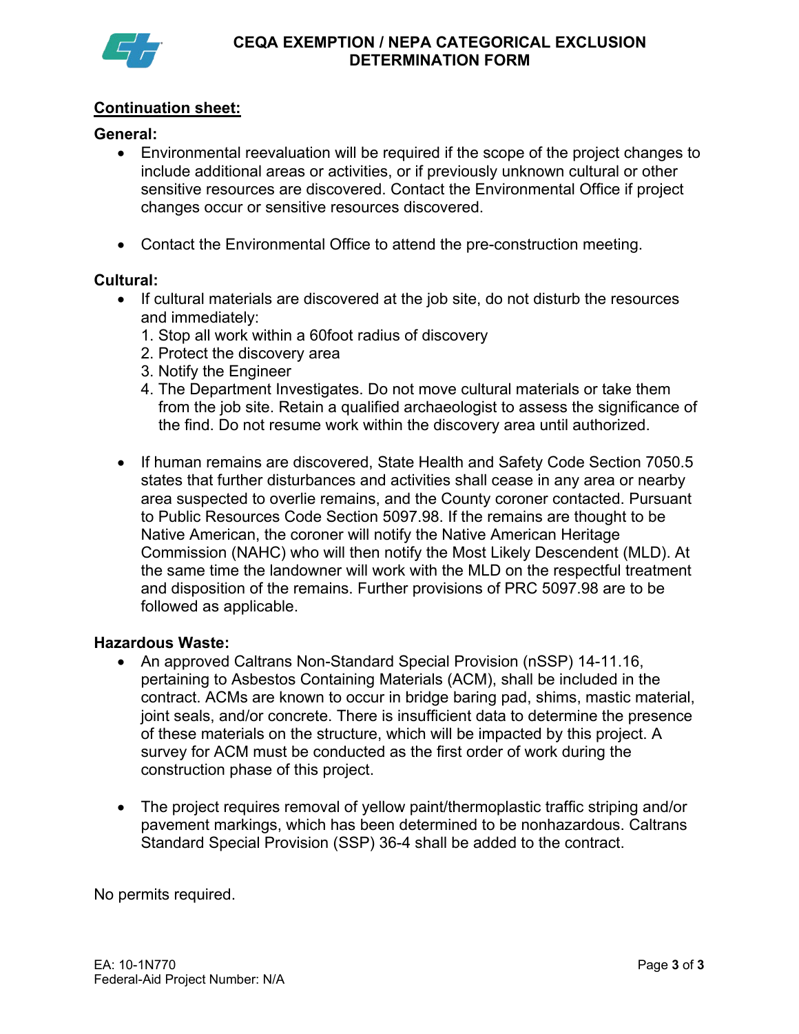# CEQA EXEMPTION / NEPA CATEGORICAL EXCLUSION DETERMINATION FORM

**Continuation sheet:**

**General:**

- Environmental reevaluation will be required if the scope of the project changes to include additional areas or activities, or if previously unknown cultural or other sensitive resources are discovered. Contact the Environmental Office if project changes occur or sensitive resources discovered.

- Contact the Environmental Office to attend the pre-construction meeting.

**Cultural:**

- If cultural materials are discovered at the job site, do not disturb the resources and immediately:
  1. Stop all work within a 60foot radius of discovery
  2. Protect the discovery area
  3. Notify the Engineer
  4. The Department Investigates. Do not move cultural materials or take them from the job site. Retain a qualified archaeologist to assess the significance of the find. Do not resume work within the discovery area until authorized.

- If human remains are discovered, State Health and Safety Code Section 7050.5 states that further disturbances and activities shall cease in any area or nearby area suspected to overlie remains, and the County coroner contacted. Pursuant to Public Resources Code Section 5097.98. If the remains are thought to be Native American, the coroner will notify the Native American Heritage Commission (NAHC) who will then notify the Most Likely Descendent (MLD). At the same time the landowner will work with the MLD on the respectful treatment and disposition of the remains. Further provisions of PRC 5097.98 are to be followed as applicable.

**Hazardous Waste:**

- An approved Caltrans Non-Standard Special Provision (nSSP) 14-11.16, pertaining to Asbestos Containing Materials (ACM), shall be included in the contract. ACMs are known to occur in bridge baring pad, shims, mastic material, joint seals, and/or concrete. There is insufficient data to determine the presence of these materials on the structure, which will be impacted by this project. A survey for ACM must be conducted as the first order of work during the construction phase of this project.

- The project requires removal of yellow paint/thermoplastic traffic striping and/or pavement markings, which has been determined to be nonhazardous. Caltrans Standard Special Provision (SSP) 36-4 shall be added to the contract.

No permits required.

EA: 10-1N770
Federal-Aid Project Number: N/A